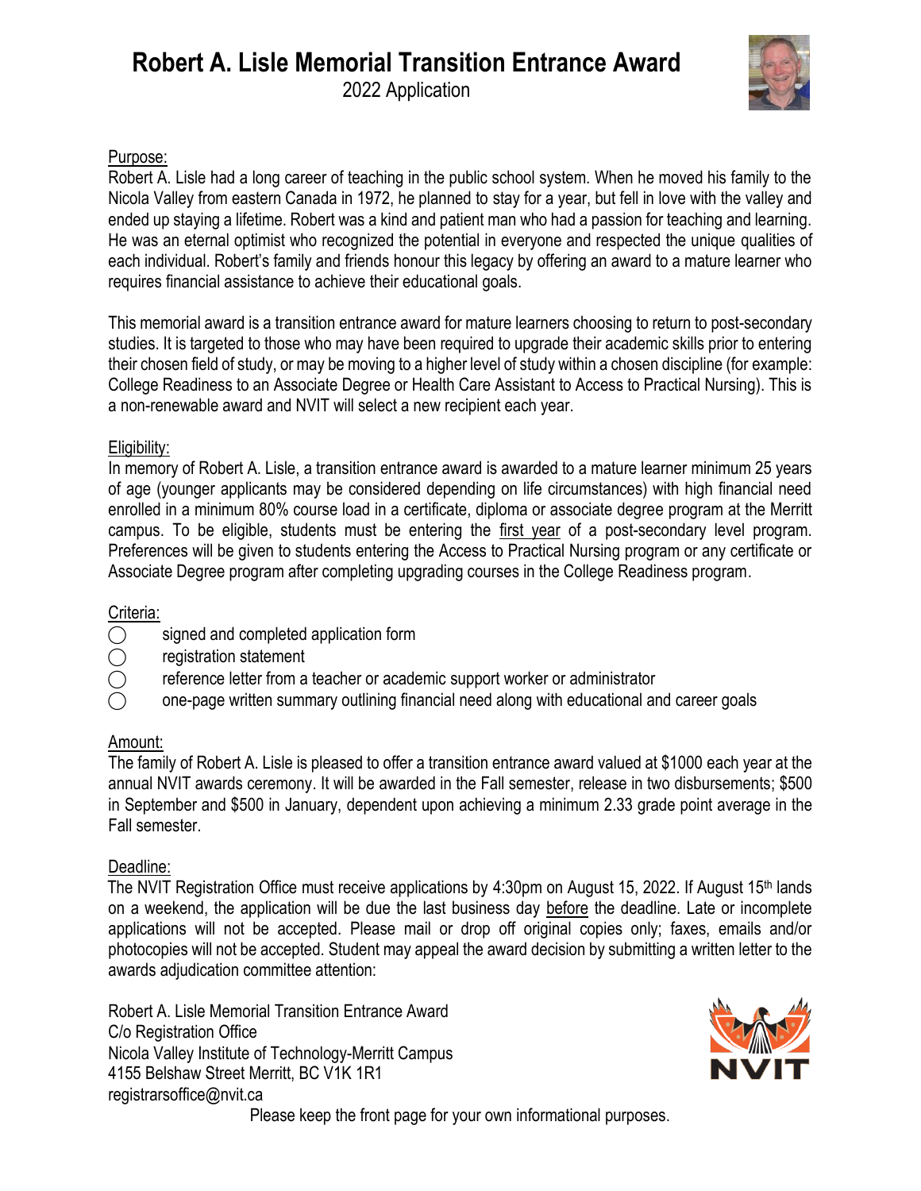# Robert A. Lisle Memorial Transition Entrance Award

2022 Application

Purpose:

Robert A. Lisle had a long career of teaching in the public school system. When he moved his family to the Nicola Valley from eastern Canada in 1972, he planned to stay for a year, but fell in love with the valley and ended up staying a lifetime. Robert was a kind and patient man who had a passion for teaching and learning. He was an eternal optimist who recognized the potential in everyone and respected the unique qualities of each individual. Robert's family and friends honour this legacy by offering an award to a mature learner who requires financial assistance to achieve their educational goals.

This memorial award is a transition entrance award for mature learners choosing to return to post-secondary studies. It is targeted to those who may have been required to upgrade their academic skills prior to entering their chosen field of study, or may be moving to a higher level of study within a chosen discipline (for example: College Readiness to an Associate Degree or Health Care Assistant to Access to Practical Nursing). This is a non-renewable award and NVIT will select a new recipient each year.

Eligibility:

In memory of Robert A. Lisle, a transition entrance award is awarded to a mature learner minimum 25 years of age (younger applicants may be considered depending on life circumstances) with high financial need enrolled in a minimum 80% course load in a certificate, diploma or associate degree program at the Merritt campus. To be eligible, students must be entering the first year of a post-secondary level program. Preferences will be given to students entering the Access to Practical Nursing program or any certificate or Associate Degree program after completing upgrading courses in the College Readiness program.

Criteria:

- ◯ signed and completed application form
- ◯ registration statement
- ◯ reference letter from a teacher or academic support worker or administrator
- ◯ one-page written summary outlining financial need along with educational and career goals

Amount:

The family of Robert A. Lisle is pleased to offer a transition entrance award valued at $1000 each year at the annual NVIT awards ceremony. It will be awarded in the Fall semester, release in two disbursements; $500 in September and $500 in January, dependent upon achieving a minimum 2.33 grade point average in the Fall semester.

Deadline:

The NVIT Registration Office must receive applications by 4:30pm on August 15, 2022. If August 15th lands on a weekend, the application will be due the last business day before the deadline. Late or incomplete applications will not be accepted. Please mail or drop off original copies only; faxes, emails and/or photocopies will not be accepted. Student may appeal the award decision by submitting a written letter to the awards adjudication committee attention:

Robert A. Lisle Memorial Transition Entrance Award
C/o Registration Office
Nicola Valley Institute of Technology-Merritt Campus
4155 Belshaw Street Merritt, BC V1K 1R1
registrarsoffice@nvit.ca

Please keep the front page for your own informational purposes.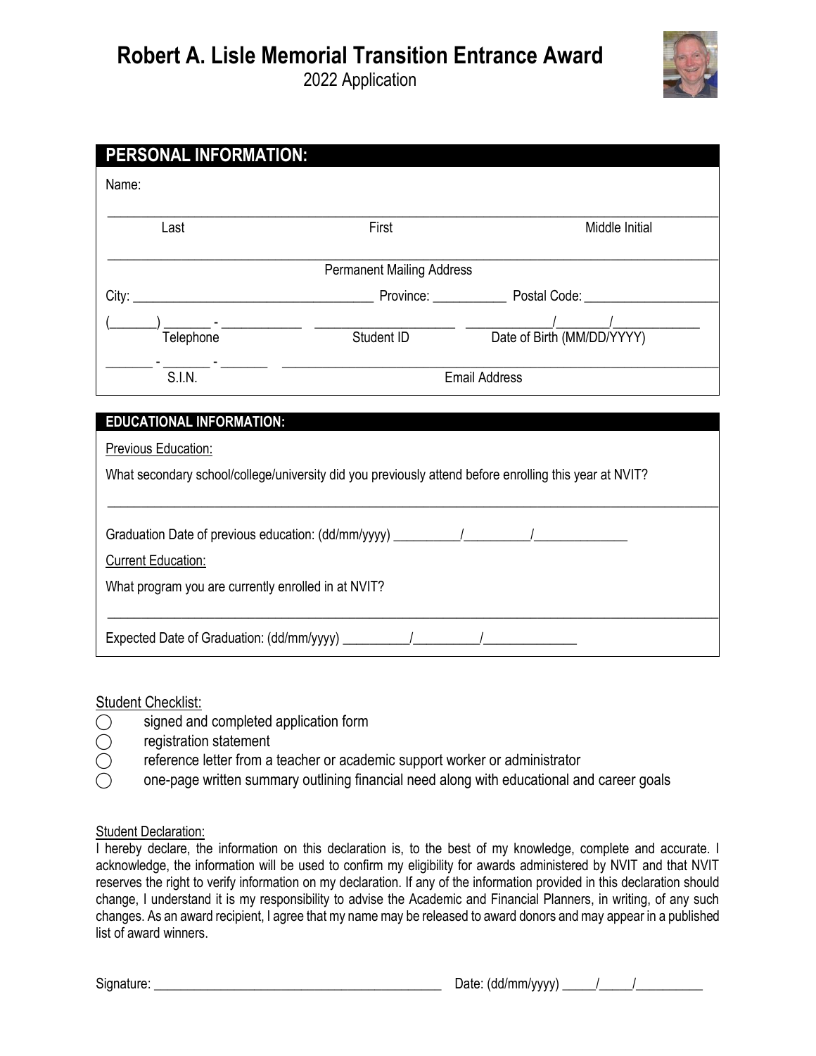# Robert A. Lisle Memorial Transition Entrance Award

2022 Application

## PERSONAL INFORMATION:

Name:

_______________________________________________________________________________

Last                                        First                                        Middle Initial

_______________________________________________________________________________

Permanent Mailing Address

City: ___________________________ Province: __________ Postal Code: __________________

(______) ______ - __________   ____________________   ___________/_______/___________

Telephone                                 Student ID                                 Date of Birth (MM/DD/YYYY)

______ - ______ - ______   _______________________________________________________

S.I.N.                                        Email Address

## EDUCATIONAL INFORMATION:

Previous Education:

What secondary school/college/university did you previously attend before enrolling this year at NVIT?

_______________________________________________________________________________

Graduation Date of previous education: (dd/mm/yyyy) _________/_________/_____________

Current Education:

What program you are currently enrolled in at NVIT?

_______________________________________________________________________________

Expected Date of Graduation: (dd/mm/yyyy) _________/_________/_____________

Student Checklist:

- ◯ signed and completed application form
- ◯ registration statement
- ◯ reference letter from a teacher or academic support worker or administrator
- ◯ one-page written summary outlining financial need along with educational and career goals

Student Declaration:

I hereby declare, the information on this declaration is, to the best of my knowledge, complete and accurate. I acknowledge, the information will be used to confirm my eligibility for awards administered by NVIT and that NVIT reserves the right to verify information on my declaration. If any of the information provided in this declaration should change, I understand it is my responsibility to advise the Academic and Financial Planners, in writing, of any such changes. As an award recipient, I agree that my name may be released to award donors and may appear in a published list of award winners.

Signature: ______________________________________   Date: (dd/mm/yyyy) _____/_____/__________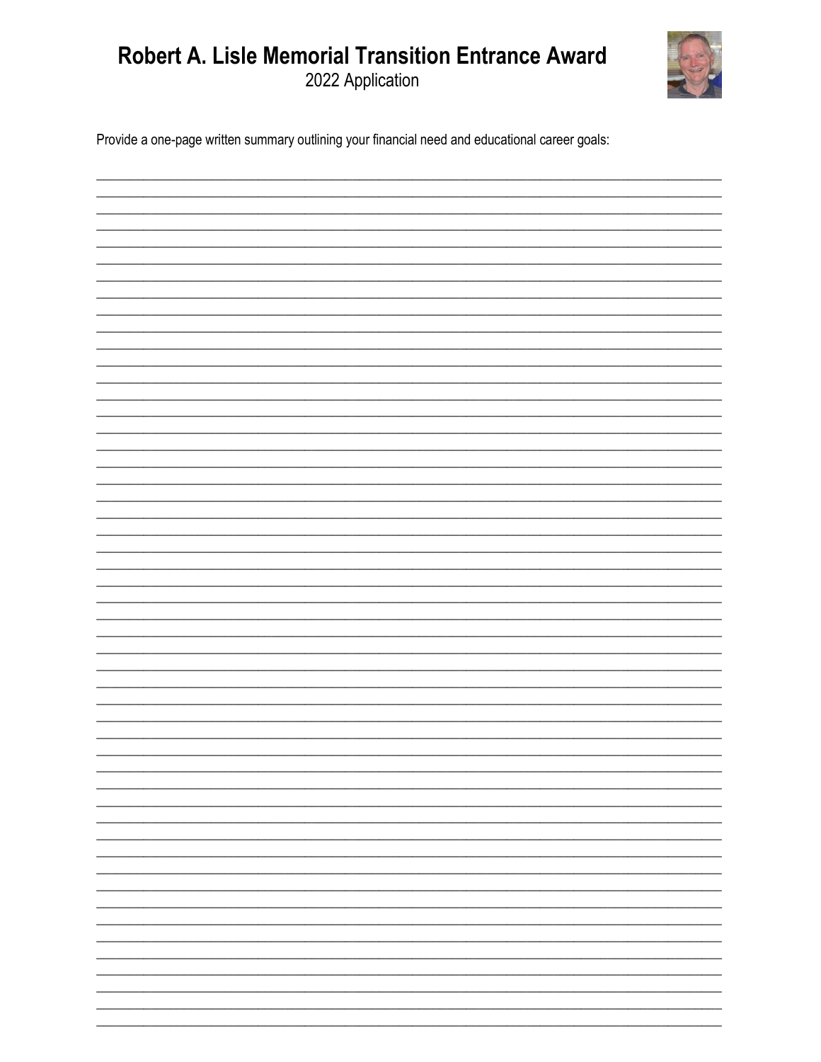# Robert A. Lisle Memorial Transition Entrance Award

2022 Application

Provide a one-page written summary outlining your financial need and educational career goals: